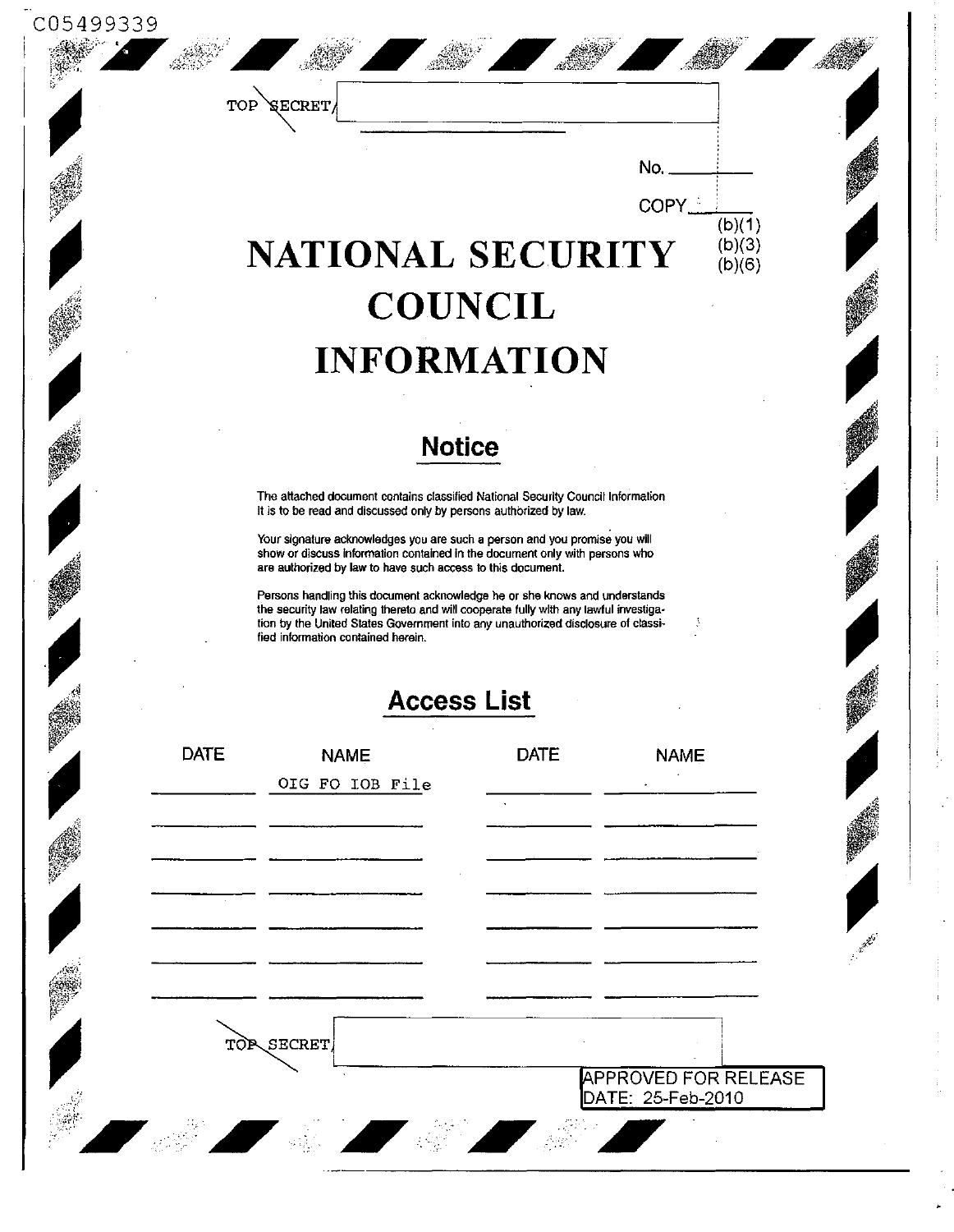C05499339

TOP SECRET/

No. \_\_\_\_\_\_

COPY \_\_\_\_\_\_

(b)(1)
(b)(3)
(b)(6)

# NATIONAL SECURITY COUNCIL INFORMATION

## Notice

The attached document contains classified National Security Council Information It is to be read and discussed only by persons authorized by law.

Your signature acknowledges you are such a person and you promise you will show or discuss information contained in the document only with persons who are authorized by law to have such access to this document.

Persons handling this document acknowledge he or she knows and understands the security law relating thereto and will cooperate fully with any lawful investigation by the United States Government into any unauthorized disclosure of classified information contained herein.

## Access List

| DATE | NAME | DATE | NAME |
|---|---|---|---|
| | OIG FO IOB File | | |
| | | | |
| | | | |
| | | | |
| | | | |
| | | | |
| | | | |

TOP SECRET/

APPROVED FOR RELEASE
DATE: 25-Feb-2010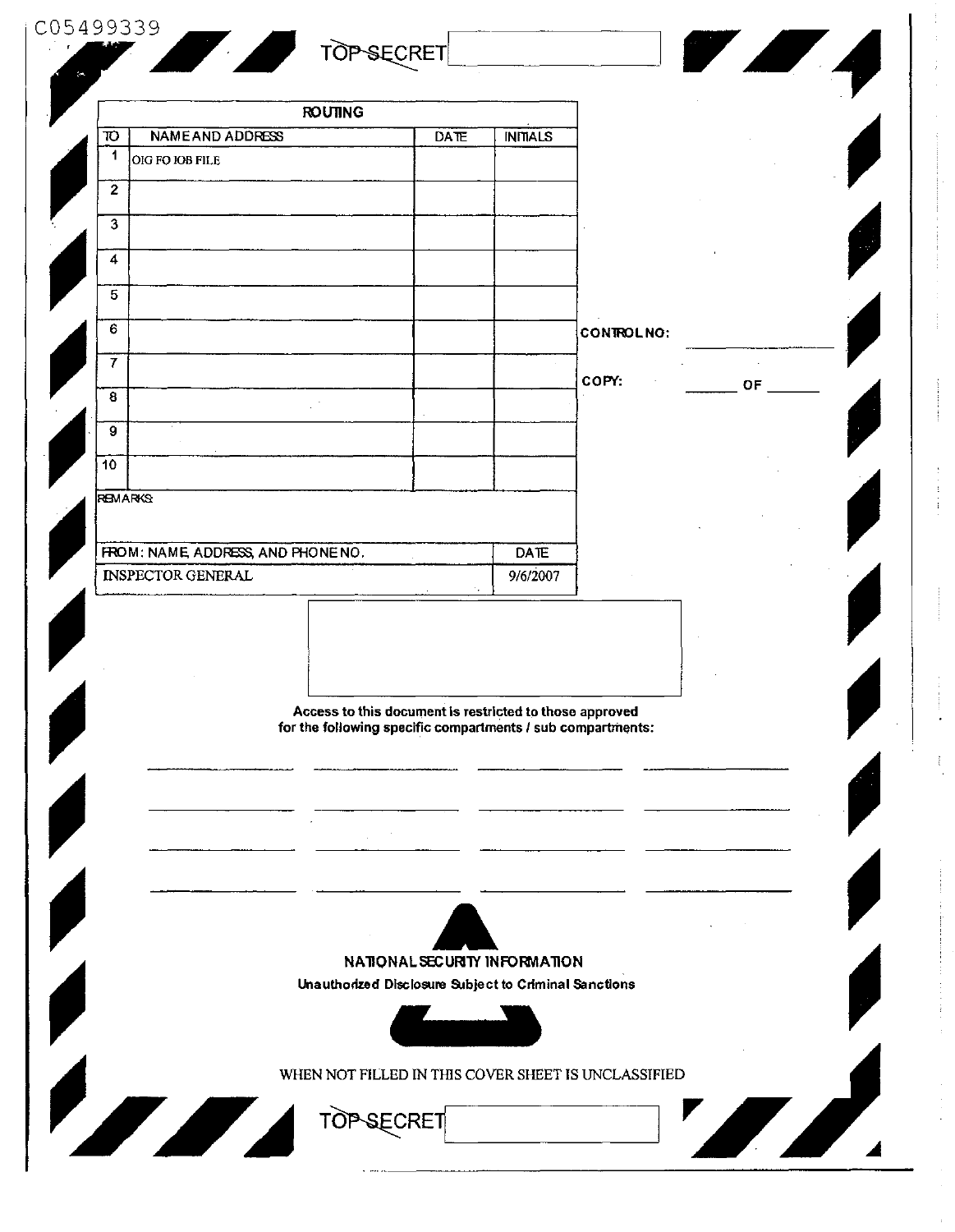C05499339

TOP SECRET

| ROUTING | | | |
|---|---|---|---|
| TO | NAME AND ADDRESS | DATE | INITIALS |
| 1 | OIG FO IOB FILE | | |
| 2 | | | |
| 3 | | | |
| 4 | | | |
| 5 | | | |
| 6 | | | |
| 7 | | | |
| 8 | | | |
| 9 | | | |
| 10 | | | |

REMARKS:

| FROM: NAME, ADDRESS, AND PHONE NO. | DATE |
|---|---|
| INSPECTOR GENERAL | 9/6/2007 |

CONTROL NO: \_\_\_\_\_\_\_\_\_\_

COPY: \_\_\_\_\_ OF \_\_\_\_\_

**Access to this document is restricted to those approved for the following specific compartments / sub compartments:**

**NATIONAL SECURITY INFORMATION**

**Unauthorized Disclosure Subject to Criminal Sanctions**

WHEN NOT FILLED IN THIS COVER SHEET IS UNCLASSIFIED

TOP SECRET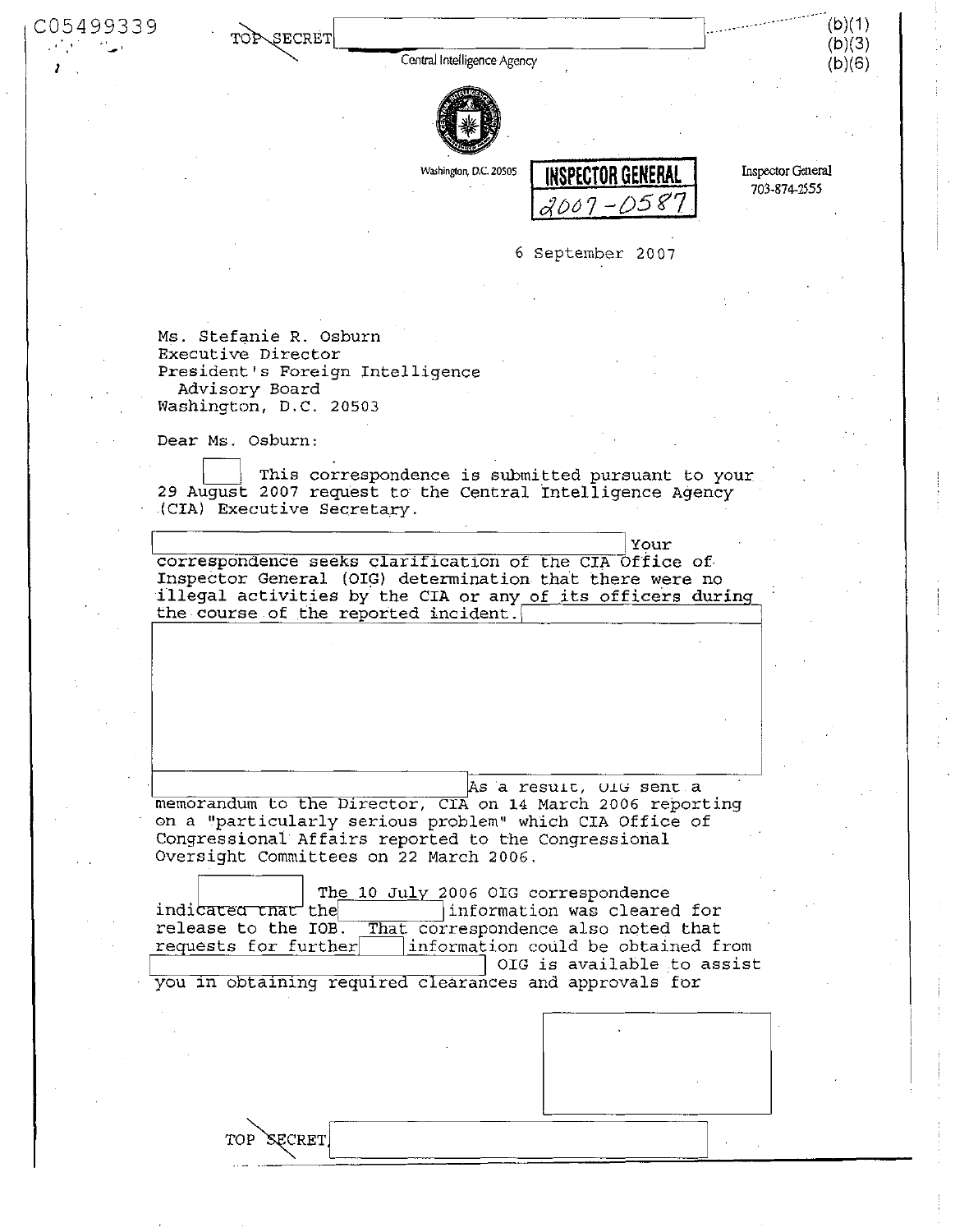C05499339

TOP SECRET

(b)(1)
(b)(3)
(b)(6)

Central Intelligence Agency

Washington, D.C. 20505

**INSPECTOR GENERAL**
2007-0587

Inspector General
703-874-2555

6 September 2007

Ms. Stefanie R. Osburn
Executive Director
President's Foreign Intelligence
Advisory Board
Washington, D.C. 20503

Dear Ms. Osburn:

This correspondence is submitted pursuant to your 29 August 2007 request to the Central Intelligence Agency (CIA) Executive Secretary.

Your correspondence seeks clarification of the CIA Office of Inspector General (OIG) determination that there were no illegal activities by the CIA or any of its officers during the course of the reported incident.

As a result, OIG sent a memorandum to the Director, CIA on 14 March 2006 reporting on a "particularly serious problem" which CIA Office of Congressional Affairs reported to the Congressional Oversight Committees on 22 March 2006.

The 10 July 2006 OIG correspondence indicated that the information was cleared for release to the IOB. That correspondence also noted that requests for further information could be obtained from OIG is available to assist you in obtaining required clearances and approvals for

TOP SECRET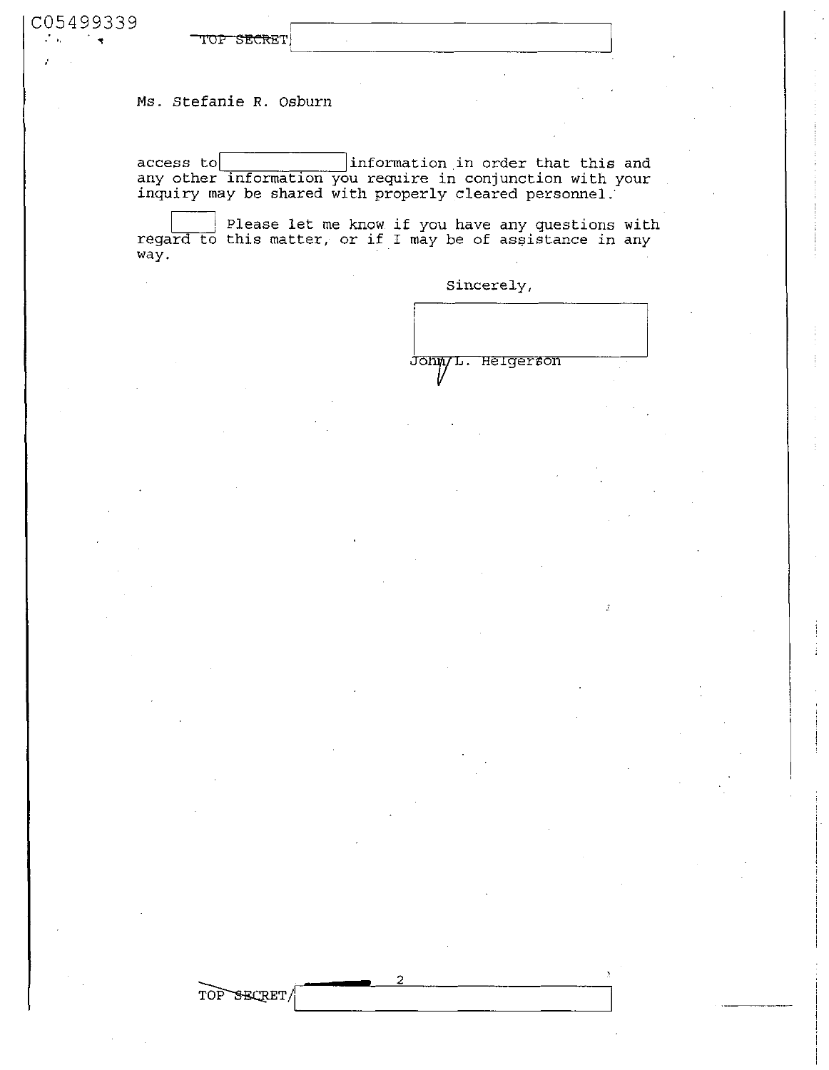C05499339

TOP SECRET/

Ms. Stefanie R. Osburn

access to [redacted] information in order that this and any other information you require in conjunction with your inquiry may be shared with properly cleared personnel.

[redacted] Please let me know if you have any questions with regard to this matter, or if I may be of assistance in any way.

Sincerely,

[redacted]

John L. Helgerson

TOP SECRET/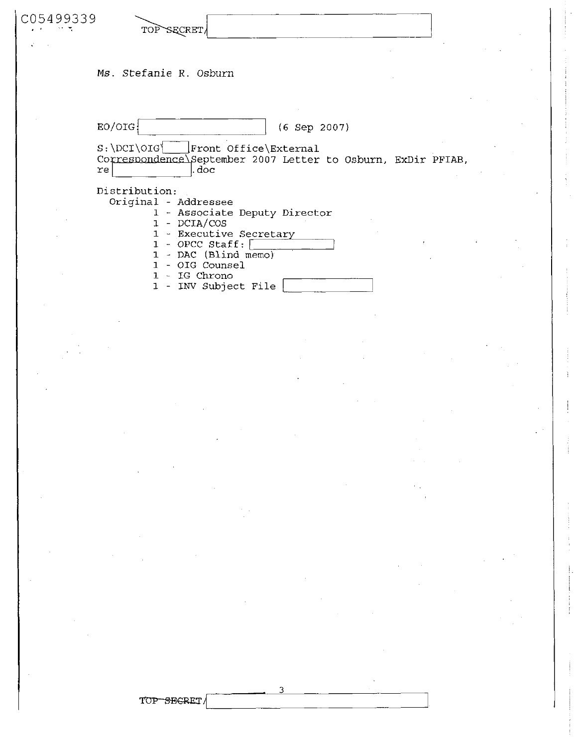C05499339

TOP SECRET/

Ms. Stefanie R. Osburn

EO/OIG (6 Sep 2007)

S:\DCI\OIG\ Front Office\External Correspondence\September 2007 Letter to Osburn, ExDir PFIAB, re .doc

Distribution:
- Original - Addressee
- 1 - Associate Deputy Director
- 1 - DCIA/COS
- 1 - Executive Secretary
- 1 - OPCC Staff:
- 1 - DAC (Blind memo)
- 1 - OIG Counsel
- 1 - IG Chrono
- 1 - INV Subject File

TOP SECRET/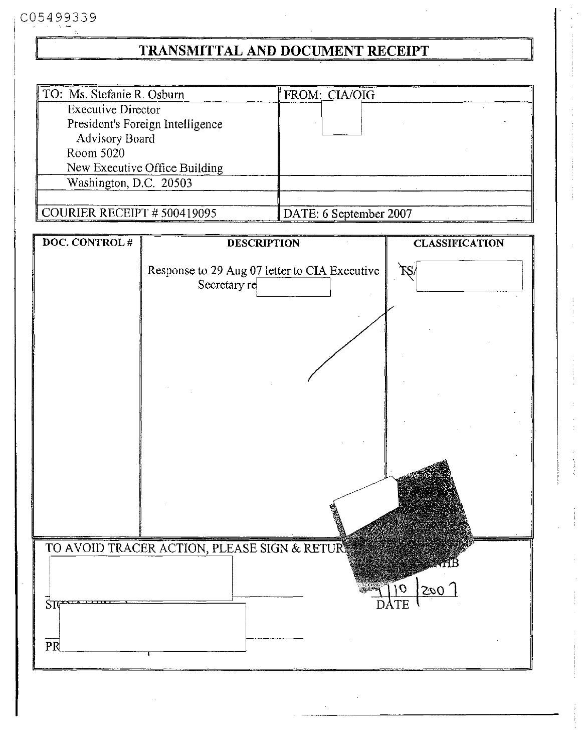C05499339

# TRANSMITTAL AND DOCUMENT RECEIPT

| | |
|---|---|
| TO: Ms. Stefanie R. Osburn<br>Executive Director<br>President's Foreign Intelligence Advisory Board<br>Room 5020<br>New Executive Office Building | FROM: CIA/OIG |
| Washington, D.C. 20503 | |
| | |
| COURIER RECEIPT # 500419095 | DATE: 6 September 2007 |

| DOC. CONTROL # | DESCRIPTION | CLASSIFICATION |
|---|---|---|
| | Response to 29 Aug 07 letter to CIA Executive Secretary re | TS/ |

TO AVOID TRACER ACTION, PLEASE SIGN & RETUR

SIG

HB

9/10/2007

DATE

PR